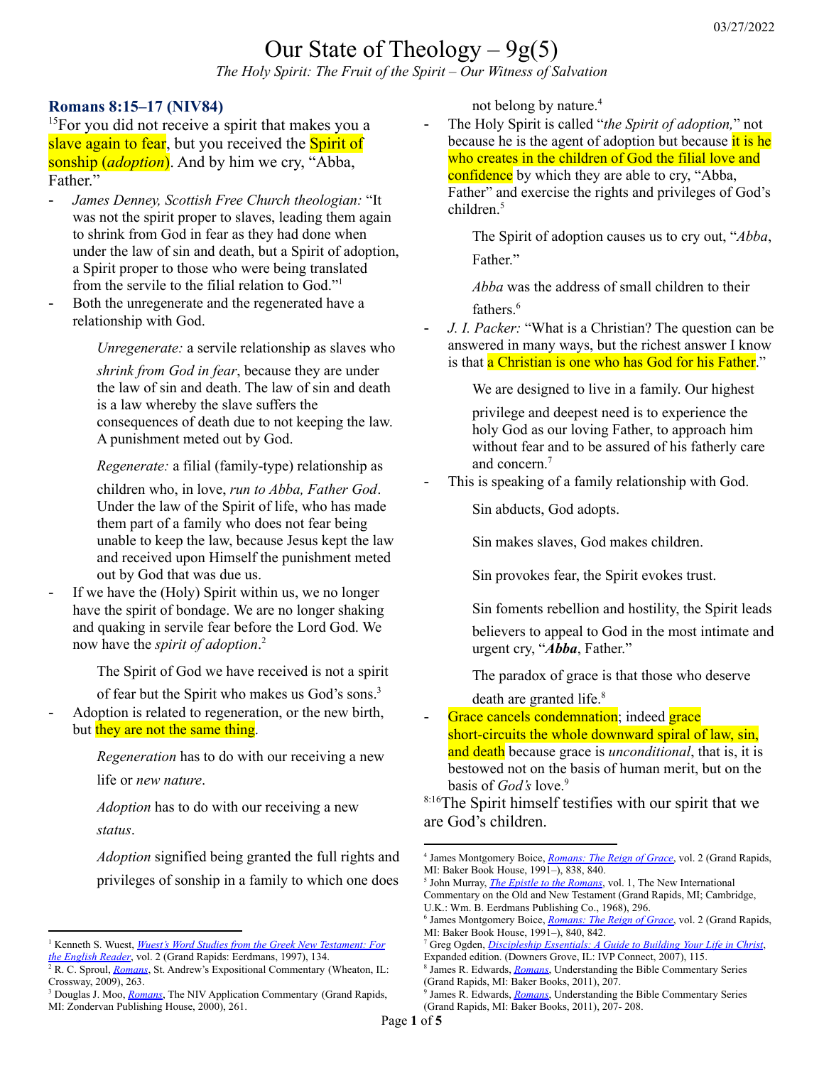# Our State of Theology – 9g(5)

*The Holy Spirit: The Fruit of the Spirit – Our Witness of Salvation*

## Romans 8:15–17 (NIV84)

[15]For you did not receive a spirit that makes you a slave again to fear, but you received the Spirit of sonship (*adoption*). And by him we cry, "Abba, Father."

- *James Denney, Scottish Free Church theologian:* "It was not the spirit proper to slaves, leading them again to shrink from God in fear as they had done when under the law of sin and death, but a Spirit of adoption, a Spirit proper to those who were being translated from the servile to the filial relation to God."[1]
- Both the unregenerate and the regenerated have a relationship with God.

  *Unregenerate:* a servile relationship as slaves who *shrink from God in fear*, because they are under the law of sin and death. The law of sin and death is a law whereby the slave suffers the consequences of death due to not keeping the law. A punishment meted out by God.

  *Regenerate:* a filial (family-type) relationship as children who, in love, *run to Abba, Father God*. Under the law of the Spirit of life, who has made them part of a family who does not fear being unable to keep the law, because Jesus kept the law and received upon Himself the punishment meted out by God that was due us.

- If we have the (Holy) Spirit within us, we no longer have the spirit of bondage. We are no longer shaking and quaking in servile fear before the Lord God. We now have the *spirit of adoption*.[2]

  The Spirit of God we have received is not a spirit of fear but the Spirit who makes us God's sons.[3]

- Adoption is related to regeneration, or the new birth, but they are not the same thing.

  *Regeneration* has to do with our receiving a new life or *new nature*.

  *Adoption* has to do with our receiving a new *status*.

  *Adoption* signified being granted the full rights and privileges of sonship in a family to which one does not belong by nature.[4]

- The Holy Spirit is called "*the Spirit of adoption,*" not because he is the agent of adoption but because it is he who creates in the children of God the filial love and confidence by which they are able to cry, "Abba, Father" and exercise the rights and privileges of God's children.[5]

  The Spirit of adoption causes us to cry out, "*Abba*, Father."

  *Abba* was the address of small children to their fathers.[6]

- *J. I. Packer:* "What is a Christian? The question can be answered in many ways, but the richest answer I know is that a Christian is one who has God for his Father."

  We are designed to live in a family. Our highest privilege and deepest need is to experience the holy God as our loving Father, to approach him without fear and to be assured of his fatherly care and concern.[7]

- This is speaking of a family relationship with God.

  Sin abducts, God adopts.

  Sin makes slaves, God makes children.

  Sin provokes fear, the Spirit evokes trust.

  Sin foments rebellion and hostility, the Spirit leads believers to appeal to God in the most intimate and urgent cry, "***Abba***, Father."

  The paradox of grace is that those who deserve death are granted life.[8]

- Grace cancels condemnation; indeed grace short-circuits the whole downward spiral of law, sin, and death because grace is *unconditional*, that is, it is bestowed not on the basis of human merit, but on the basis of *God's* love.[9]

[8:16]The Spirit himself testifies with our spirit that we are God's children.

---

[1] Kenneth S. Wuest, *Wuest's Word Studies from the Greek New Testament: For the English Reader*, vol. 2 (Grand Rapids: Eerdmans, 1997), 134.

[2] R. C. Sproul, *Romans*, St. Andrew's Expositional Commentary (Wheaton, IL: Crossway, 2009), 263.

[3] Douglas J. Moo, *Romans*, The NIV Application Commentary (Grand Rapids, MI: Zondervan Publishing House, 2000), 261.

[4] James Montgomery Boice, *Romans: The Reign of Grace*, vol. 2 (Grand Rapids, MI: Baker Book House, 1991–), 838, 840.

[5] John Murray, *The Epistle to the Romans*, vol. 1, The New International Commentary on the Old and New Testament (Grand Rapids, MI; Cambridge, U.K.: Wm. B. Eerdmans Publishing Co., 1968), 296.

[6] James Montgomery Boice, *Romans: The Reign of Grace*, vol. 2 (Grand Rapids, MI: Baker Book House, 1991–), 840, 842.

[7] Greg Ogden, *Discipleship Essentials: A Guide to Building Your Life in Christ*, Expanded edition. (Downers Grove, IL: IVP Connect, 2007), 115.

[8] James R. Edwards, *Romans*, Understanding the Bible Commentary Series (Grand Rapids, MI: Baker Books, 2011), 207.

[9] James R. Edwards, *Romans*, Understanding the Bible Commentary Series (Grand Rapids, MI: Baker Books, 2011), 207- 208.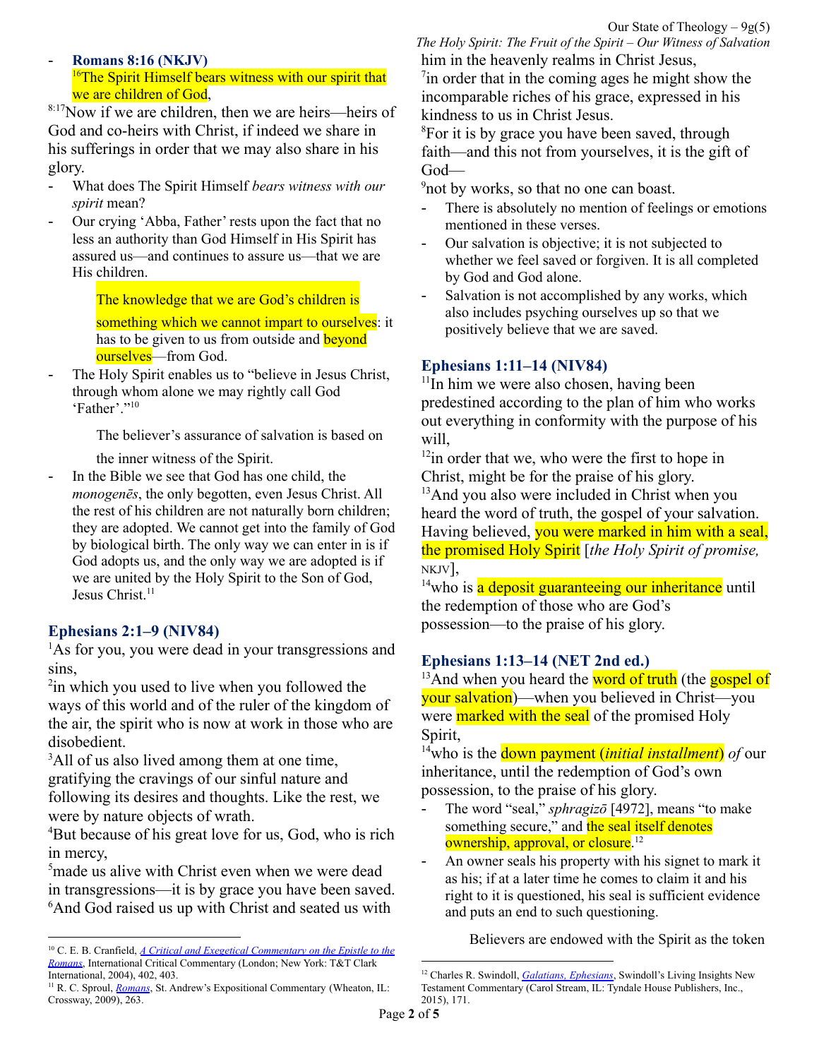- **Romans 8:16 (NKJV)**
  [16]The Spirit Himself bears witness with our spirit that we are children of God,

[8:17]Now if we are children, then we are heirs—heirs of God and co-heirs with Christ, if indeed we share in his sufferings in order that we may also share in his glory.

- What does The Spirit Himself *bears witness with our spirit* mean?
- Our crying 'Abba, Father' rests upon the fact that no less an authority than God Himself in His Spirit has assured us—and continues to assure us—that we are His children.

> The knowledge that we are God's children is something which we cannot impart to ourselves: it has to be given to us from outside and beyond ourselves—from God.

- The Holy Spirit enables us to "believe in Jesus Christ, through whom alone we may rightly call God 'Father'."[10]

> The believer's assurance of salvation is based on the inner witness of the Spirit.

- In the Bible we see that God has one child, the *monogenēs*, the only begotten, even Jesus Christ. All the rest of his children are not naturally born children; they are adopted. We cannot get into the family of God by biological birth. The only way we can enter in is if God adopts us, and the only way we are adopted is if we are united by the Holy Spirit to the Son of God, Jesus Christ.[11]

## Ephesians 2:1–9 (NIV84)

[1]As for you, you were dead in your transgressions and sins,
[2]in which you used to live when you followed the ways of this world and of the ruler of the kingdom of the air, the spirit who is now at work in those who are disobedient.
[3]All of us also lived among them at one time, gratifying the cravings of our sinful nature and following its desires and thoughts. Like the rest, we were by nature objects of wrath.
[4]But because of his great love for us, God, who is rich in mercy,
[5]made us alive with Christ even when we were dead in transgressions—it is by grace you have been saved.
[6]And God raised us up with Christ and seated us with him in the heavenly realms in Christ Jesus,
[7]in order that in the coming ages he might show the incomparable riches of his grace, expressed in his kindness to us in Christ Jesus.
[8]For it is by grace you have been saved, through faith—and this not from yourselves, it is the gift of God—
[9]not by works, so that no one can boast.

- There is absolutely no mention of feelings or emotions mentioned in these verses.
- Our salvation is objective; it is not subjected to whether we feel saved or forgiven. It is all completed by God and God alone.
- Salvation is not accomplished by any works, which also includes psyching ourselves up so that we positively believe that we are saved.

## Ephesians 1:11–14 (NIV84)

[11]In him we were also chosen, having been predestined according to the plan of him who works out everything in conformity with the purpose of his will,
[12]in order that we, who were the first to hope in Christ, might be for the praise of his glory.
[13]And you also were included in Christ when you heard the word of truth, the gospel of your salvation. Having believed, you were marked in him with a seal, the promised Holy Spirit [*the Holy Spirit of promise,* NKJV],
[14]who is a deposit guaranteeing our inheritance until the redemption of those who are God's possession—to the praise of his glory.

## Ephesians 1:13–14 (NET 2nd ed.)

[13]And when you heard the word of truth (the gospel of your salvation)—when you believed in Christ—you were marked with the seal of the promised Holy Spirit,
[14]who is the down payment (*initial installment*) *of* our inheritance, until the redemption of God's own possession, to the praise of his glory.

- The word "seal," *sphragizō* [4972], means "to make something secure," and the seal itself denotes ownership, approval, or closure.[12]
- An owner seals his property with his signet to mark it as his; if at a later time he comes to claim it and his right to it is questioned, his seal is sufficient evidence and puts an end to such questioning.

> Believers are endowed with the Spirit as the token

---

[10] C. E. B. Cranfield, *A Critical and Exegetical Commentary on the Epistle to the Romans*, International Critical Commentary (London; New York: T&T Clark International, 2004), 402, 403.

[11] R. C. Sproul, *Romans*, St. Andrew's Expositional Commentary (Wheaton, IL: Crossway, 2009), 263.

[12] Charles R. Swindoll, *Galatians, Ephesians*, Swindoll's Living Insights New Testament Commentary (Carol Stream, IL: Tyndale House Publishers, Inc., 2015), 171.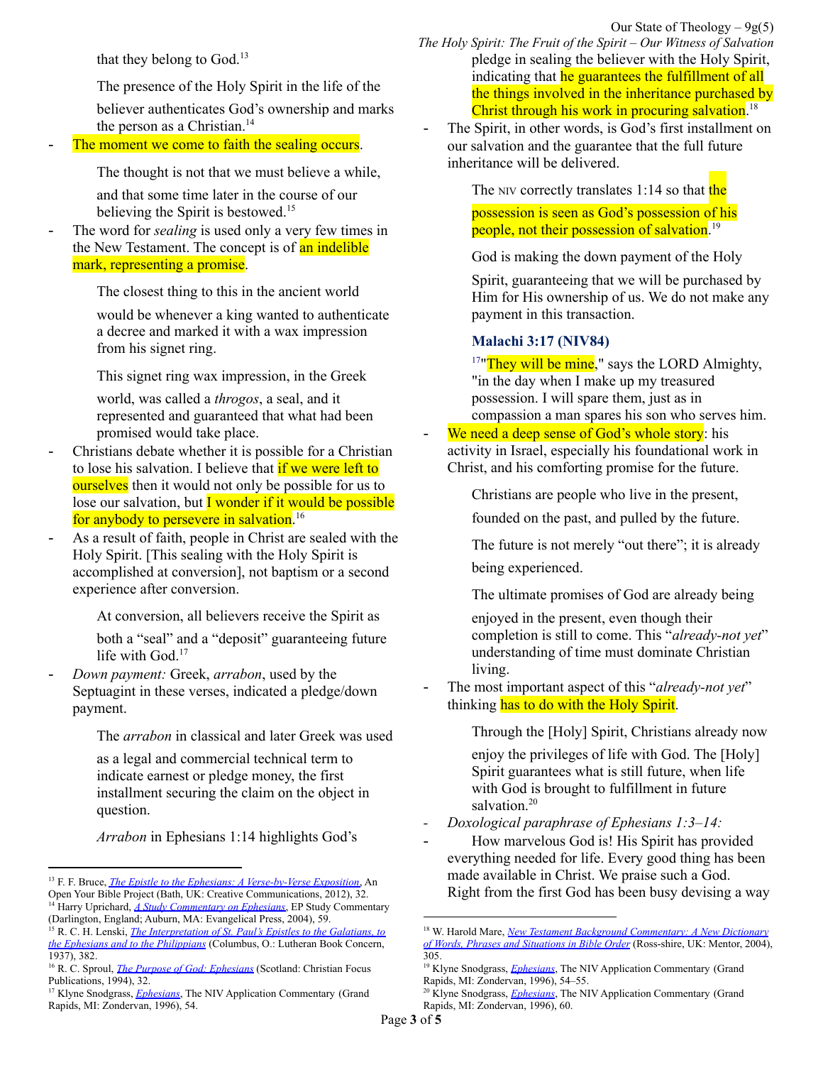that they belong to God.[13]

> The presence of the Holy Spirit in the life of the believer authenticates God's ownership and marks the person as a Christian.[14]

- The moment we come to faith the sealing occurs.

> The thought is not that we must believe a while, and that some time later in the course of our believing the Spirit is bestowed.[15]

- The word for *sealing* is used only a very few times in the New Testament. The concept is of an indelible mark, representing a promise.

> The closest thing to this in the ancient world would be whenever a king wanted to authenticate a decree and marked it with a wax impression from his signet ring.

> This signet ring wax impression, in the Greek world, was called a *throgos*, a seal, and it represented and guaranteed that what had been promised would take place.

- Christians debate whether it is possible for a Christian to lose his salvation. I believe that if we were left to ourselves then it would not only be possible for us to lose our salvation, but I wonder if it would be possible for anybody to persevere in salvation.[16]
- As a result of faith, people in Christ are sealed with the Holy Spirit. [This sealing with the Holy Spirit is accomplished at conversion], not baptism or a second experience after conversion.

> At conversion, all believers receive the Spirit as both a "seal" and a "deposit" guaranteeing future life with God.[17]

- *Down payment:* Greek, *arrabon*, used by the Septuagint in these verses, indicated a pledge/down payment.

> The *arrabon* in classical and later Greek was used as a legal and commercial technical term to indicate earnest or pledge money, the first installment securing the claim on the object in question.

> *Arrabon* in Ephesians 1:14 highlights God's pledge in sealing the believer with the Holy Spirit, indicating that he guarantees the fulfillment of all the things involved in the inheritance purchased by Christ through his work in procuring salvation.[18]

- The Spirit, in other words, is God's first installment on our salvation and the guarantee that the full future inheritance will be delivered.

> The NIV correctly translates 1:14 so that the possession is seen as God's possession of his people, not their possession of salvation.[19]

> God is making the down payment of the Holy Spirit, guaranteeing that we will be purchased by Him for His ownership of us. We do not make any payment in this transaction.

### Malachi 3:17 (NIV84)

> [17]"They will be mine," says the LORD Almighty, "in the day when I make up my treasured possession. I will spare them, just as in compassion a man spares his son who serves him.

- We need a deep sense of God's whole story: his activity in Israel, especially his foundational work in Christ, and his comforting promise for the future.

> Christians are people who live in the present, founded on the past, and pulled by the future.

> The future is not merely "out there"; it is already being experienced.

> The ultimate promises of God are already being enjoyed in the present, even though their completion is still to come. This "*already-not yet*" understanding of time must dominate Christian living.

- The most important aspect of this "*already-not yet*" thinking has to do with the Holy Spirit.

> Through the [Holy] Spirit, Christians already now enjoy the privileges of life with God. The [Holy] Spirit guarantees what is still future, when life with God is brought to fulfillment in future salvation.[20]

- *Doxological paraphrase of Ephesians 1:3–14:*
- How marvelous God is! His Spirit has provided everything needed for life. Every good thing has been made available in Christ. We praise such a God. Right from the first God has been busy devising a way

---

[13] F. F. Bruce, *The Epistle to the Ephesians: A Verse-by-Verse Exposition*, An Open Your Bible Project (Bath, UK: Creative Communications, 2012), 32.

[14] Harry Uprichard, *A Study Commentary on Ephesians*, EP Study Commentary (Darlington, England; Auburn, MA: Evangelical Press, 2004), 59.

[15] R. C. H. Lenski, *The Interpretation of St. Paul's Epistles to the Galatians, to the Ephesians and to the Philippians* (Columbus, O.: Lutheran Book Concern, 1937), 382.

[16] R. C. Sproul, *The Purpose of God: Ephesians* (Scotland: Christian Focus Publications, 1994), 32.

[17] Klyne Snodgrass, *Ephesians*, The NIV Application Commentary (Grand Rapids, MI: Zondervan, 1996), 54.

[18] W. Harold Mare, *New Testament Background Commentary: A New Dictionary of Words, Phrases and Situations in Bible Order* (Ross-shire, UK: Mentor, 2004), 305.

[19] Klyne Snodgrass, *Ephesians*, The NIV Application Commentary (Grand Rapids, MI: Zondervan, 1996), 54–55.

[20] Klyne Snodgrass, *Ephesians*, The NIV Application Commentary (Grand Rapids, MI: Zondervan, 1996), 60.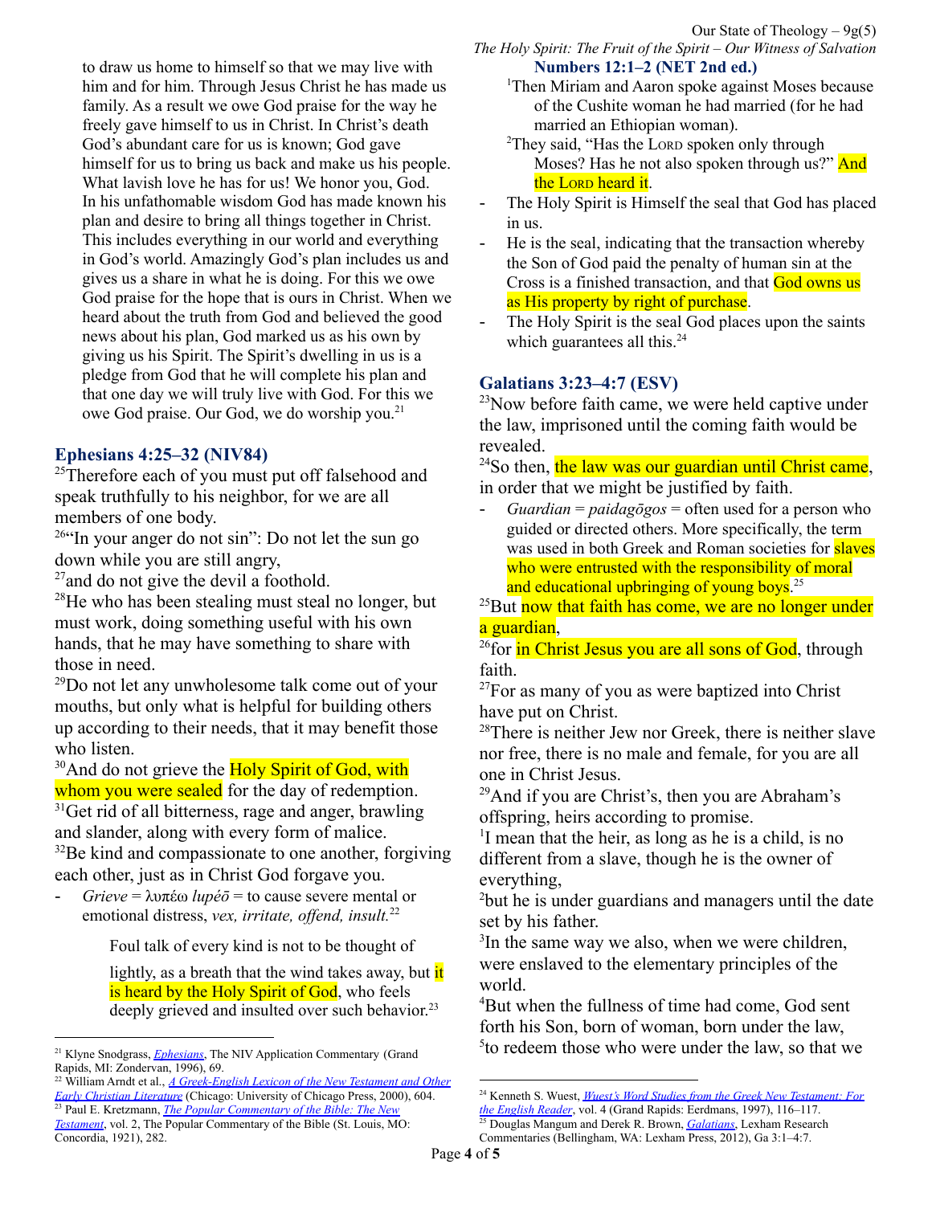to draw us home to himself so that we may live with him and for him. Through Jesus Christ he has made us family. As a result we owe God praise for the way he freely gave himself to us in Christ. In Christ's death God's abundant care for us is known; God gave himself for us to bring us back and make us his people. What lavish love he has for us! We honor you, God. In his unfathomable wisdom God has made known his plan and desire to bring all things together in Christ. This includes everything in our world and everything in God's world. Amazingly God's plan includes us and gives us a share in what he is doing. For this we owe God praise for the hope that is ours in Christ. When we heard about the truth from God and believed the good news about his plan, God marked us as his own by giving us his Spirit. The Spirit's dwelling in us is a pledge from God that he will complete his plan and that one day we will truly live with God. For this we owe God praise. Our God, we do worship you.[21]

## Ephesians 4:25–32 (NIV84)

[25]Therefore each of you must put off falsehood and speak truthfully to his neighbor, for we are all members of one body.
[26]"In your anger do not sin": Do not let the sun go down while you are still angry,
[27]and do not give the devil a foothold.
[28]He who has been stealing must steal no longer, but must work, doing something useful with his own hands, that he may have something to share with those in need.
[29]Do not let any unwholesome talk come out of your mouths, but only what is helpful for building others up according to their needs, that it may benefit those who listen.
[30]And do not grieve the Holy Spirit of God, with whom you were sealed for the day of redemption.
[31]Get rid of all bitterness, rage and anger, brawling and slander, along with every form of malice.
[32]Be kind and compassionate to one another, forgiving each other, just as in Christ God forgave you.

- *Grieve* = λυπέω *lupéō* = to cause severe mental or emotional distress, *vex, irritate, offend, insult.*[22]

> Foul talk of every kind is not to be thought of lightly, as a breath that the wind takes away, but it is heard by the Holy Spirit of God, who feels deeply grieved and insulted over such behavior.[23]

## Numbers 12:1–2 (NET 2nd ed.)

[1]Then Miriam and Aaron spoke against Moses because of the Cushite woman he had married (for he had married an Ethiopian woman).
[2]They said, "Has the LORD spoken only through Moses? Has he not also spoken through us?" And the LORD heard it.

- The Holy Spirit is Himself the seal that God has placed in us.
- He is the seal, indicating that the transaction whereby the Son of God paid the penalty of human sin at the Cross is a finished transaction, and that God owns us as His property by right of purchase.
- The Holy Spirit is the seal God places upon the saints which guarantees all this.[24]

## Galatians 3:23–4:7 (ESV)

[23]Now before faith came, we were held captive under the law, imprisoned until the coming faith would be revealed.
[24]So then, the law was our guardian until Christ came, in order that we might be justified by faith.

- *Guardian* = *paidagōgos* = often used for a person who guided or directed others. More specifically, the term was used in both Greek and Roman societies for slaves who were entrusted with the responsibility of moral and educational upbringing of young boys.[25]

[25]But now that faith has come, we are no longer under a guardian,
[26]for in Christ Jesus you are all sons of God, through faith.
[27]For as many of you as were baptized into Christ have put on Christ.
[28]There is neither Jew nor Greek, there is neither slave nor free, there is no male and female, for you are all one in Christ Jesus.
[29]And if you are Christ's, then you are Abraham's offspring, heirs according to promise.
[1]I mean that the heir, as long as he is a child, is no different from a slave, though he is the owner of everything,
[2]but he is under guardians and managers until the date set by his father.
[3]In the same way we also, when we were children, were enslaved to the elementary principles of the world.
[4]But when the fullness of time had come, God sent forth his Son, born of woman, born under the law,
[5]to redeem those who were under the law, so that we

---

[21] Klyne Snodgrass, *Ephesians*, The NIV Application Commentary (Grand Rapids, MI: Zondervan, 1996), 69.
[22] William Arndt et al., *A Greek-English Lexicon of the New Testament and Other Early Christian Literature* (Chicago: University of Chicago Press, 2000), 604.
[23] Paul E. Kretzmann, *The Popular Commentary of the Bible: The New Testament*, vol. 2, The Popular Commentary of the Bible (St. Louis, MO: Concordia, 1921), 282.
[24] Kenneth S. Wuest, *Wuest's Word Studies from the Greek New Testament: For the English Reader*, vol. 4 (Grand Rapids: Eerdmans, 1997), 116–117.
[25] Douglas Mangum and Derek R. Brown, *Galatians*, Lexham Research Commentaries (Bellingham, WA: Lexham Press, 2012), Ga 3:1–4:7.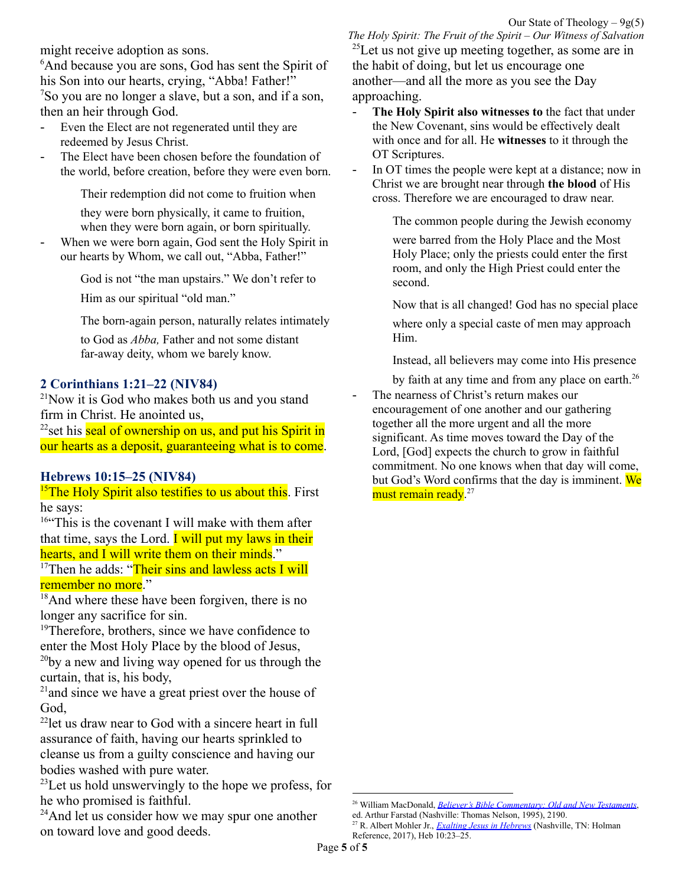might receive adoption as sons.

[6]And because you are sons, God has sent the Spirit of his Son into our hearts, crying, "Abba! Father!"
[7]So you are no longer a slave, but a son, and if a son, then an heir through God.

- Even the Elect are not regenerated until they are redeemed by Jesus Christ.
- The Elect have been chosen before the foundation of the world, before creation, before they were even born.

  Their redemption did not come to fruition when they were born physically, it came to fruition, when they were born again, or born spiritually.

- When we were born again, God sent the Holy Spirit in our hearts by Whom, we call out, "Abba, Father!"

  God is not "the man upstairs." We don't refer to Him as our spiritual "old man."

  The born-again person, naturally relates intimately to God as *Abba,* Father and not some distant far-away deity, whom we barely know.

## 2 Corinthians 1:21–22 (NIV84)

[21]Now it is God who makes both us and you stand firm in Christ. He anointed us,
[22]set his seal of ownership on us, and put his Spirit in our hearts as a deposit, guaranteeing what is to come.

## Hebrews 10:15–25 (NIV84)

[15]The Holy Spirit also testifies to us about this. First he says:
[16]"This is the covenant I will make with them after that time, says the Lord. I will put my laws in their hearts, and I will write them on their minds."
[17]Then he adds: "Their sins and lawless acts I will remember no more."
[18]And where these have been forgiven, there is no longer any sacrifice for sin.
[19]Therefore, brothers, since we have confidence to enter the Most Holy Place by the blood of Jesus,
[20]by a new and living way opened for us through the curtain, that is, his body,
[21]and since we have a great priest over the house of God,
[22]let us draw near to God with a sincere heart in full assurance of faith, having our hearts sprinkled to cleanse us from a guilty conscience and having our bodies washed with pure water.
[23]Let us hold unswervingly to the hope we profess, for he who promised is faithful.
[24]And let us consider how we may spur one another on toward love and good deeds.
[25]Let us not give up meeting together, as some are in the habit of doing, but let us encourage one another—and all the more as you see the Day approaching.

- **The Holy Spirit also witnesses to** the fact that under the New Covenant, sins would be effectively dealt with once and for all. He **witnesses** to it through the OT Scriptures.
- In OT times the people were kept at a distance; now in Christ we are brought near through **the blood** of His cross. Therefore we are encouraged to draw near.

  The common people during the Jewish economy were barred from the Holy Place and the Most Holy Place; only the priests could enter the first room, and only the High Priest could enter the second.

  Now that is all changed! God has no special place where only a special caste of men may approach Him.

  Instead, all believers may come into His presence by faith at any time and from any place on earth.[26]

- The nearness of Christ's return makes our encouragement of one another and our gathering together all the more urgent and all the more significant. As time moves toward the Day of the Lord, [God] expects the church to grow in faithful commitment. No one knows when that day will come, but God's Word confirms that the day is imminent. We must remain ready.[27]

---

[26] William MacDonald, *Believer's Bible Commentary: Old and New Testaments*, ed. Arthur Farstad (Nashville: Thomas Nelson, 1995), 2190.

[27] R. Albert Mohler Jr., *Exalting Jesus in Hebrews* (Nashville, TN: Holman Reference, 2017), Heb 10:23–25.